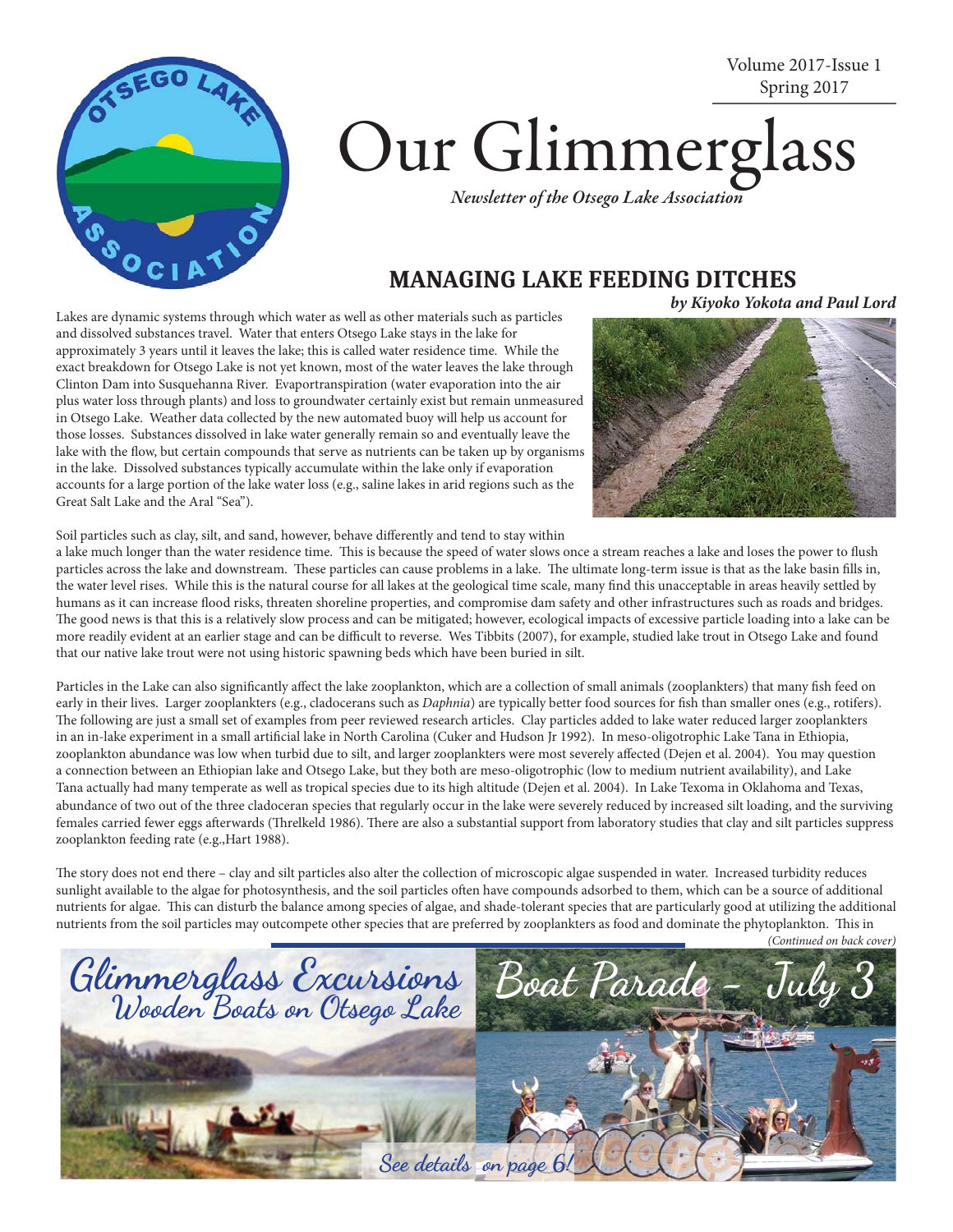# Our Glimmerglass

*Newsletter of the Otsego Lake Association*

Volume 2017-Issue 1
Spring 2017

## MANAGING LAKE FEEDING DITCHES

***by Kiyoko Yokota and Paul Lord***

Lakes are dynamic systems through which water as well as other materials such as particles and dissolved substances travel. Water that enters Otsego Lake stays in the lake for approximately 3 years until it leaves the lake; this is called water residence time. While the exact breakdown for Otsego Lake is not yet known, most of the water leaves the lake through Clinton Dam into Susquehanna River. Evaportranspiration (water evaporation into the air plus water loss through plants) and loss to groundwater certainly exist but remain unmeasured in Otsego Lake. Weather data collected by the new automated buoy will help us account for those losses. Substances dissolved in lake water generally remain so and eventually leave the lake with the flow, but certain compounds that serve as nutrients can be taken up by organisms in the lake. Dissolved substances typically accumulate within the lake only if evaporation accounts for a large portion of the lake water loss (e.g., saline lakes in arid regions such as the Great Salt Lake and the Aral "Sea").

Soil particles such as clay, silt, and sand, however, behave differently and tend to stay within a lake much longer than the water residence time. This is because the speed of water slows once a stream reaches a lake and loses the power to flush particles across the lake and downstream. These particles can cause problems in a lake. The ultimate long-term issue is that as the lake basin fills in, the water level rises. While this is the natural course for all lakes at the geological time scale, many find this unacceptable in areas heavily settled by humans as it can increase flood risks, threaten shoreline properties, and compromise dam safety and other infrastructures such as roads and bridges. The good news is that this is a relatively slow process and can be mitigated; however, ecological impacts of excessive particle loading into a lake can be more readily evident at an earlier stage and can be difficult to reverse. Wes Tibbits (2007), for example, studied lake trout in Otsego Lake and found that our native lake trout were not using historic spawning beds which have been buried in silt.

Particles in the Lake can also significantly affect the lake zooplankton, which are a collection of small animals (zooplankters) that many fish feed on early in their lives. Larger zooplankters (e.g., cladocerans such as *Daphnia*) are typically better food sources for fish than smaller ones (e.g., rotifers). The following are just a small set of examples from peer reviewed research articles. Clay particles added to lake water reduced larger zooplankters in an in-lake experiment in a small artificial lake in North Carolina (Cuker and Hudson Jr 1992). In meso-oligotrophic Lake Tana in Ethiopia, zooplankton abundance was low when turbid due to silt, and larger zooplankters were most severely affected (Dejen et al. 2004). You may question a connection between an Ethiopian lake and Otsego Lake, but they both are meso-oligotrophic (low to medium nutrient availability), and Lake Tana actually had many temperate as well as tropical species due to its high altitude (Dejen et al. 2004). In Lake Texoma in Oklahoma and Texas, abundance of two out of the three cladoceran species that regularly occur in the lake were severely reduced by increased silt loading, and the surviving females carried fewer eggs afterwards (Threlkeld 1986). There are also a substantial support from laboratory studies that clay and silt particles suppress zooplankton feeding rate (e.g.,Hart 1988).

The story does not end there – clay and silt particles also alter the collection of microscopic algae suspended in water. Increased turbidity reduces sunlight available to the algae for photosynthesis, and the soil particles often have compounds adsorbed to them, which can be a source of additional nutrients for algae. This can disturb the balance among species of algae, and shade-tolerant species that are particularly good at utilizing the additional nutrients from the soil particles may outcompete other species that are preferred by zooplankters as food and dominate the phytoplankton. This in

*(Continued on back cover)*

Glimmerglass Excursions
Wooden Boats on Otsego Lake

Boat Parade – July 3

See details on page 6!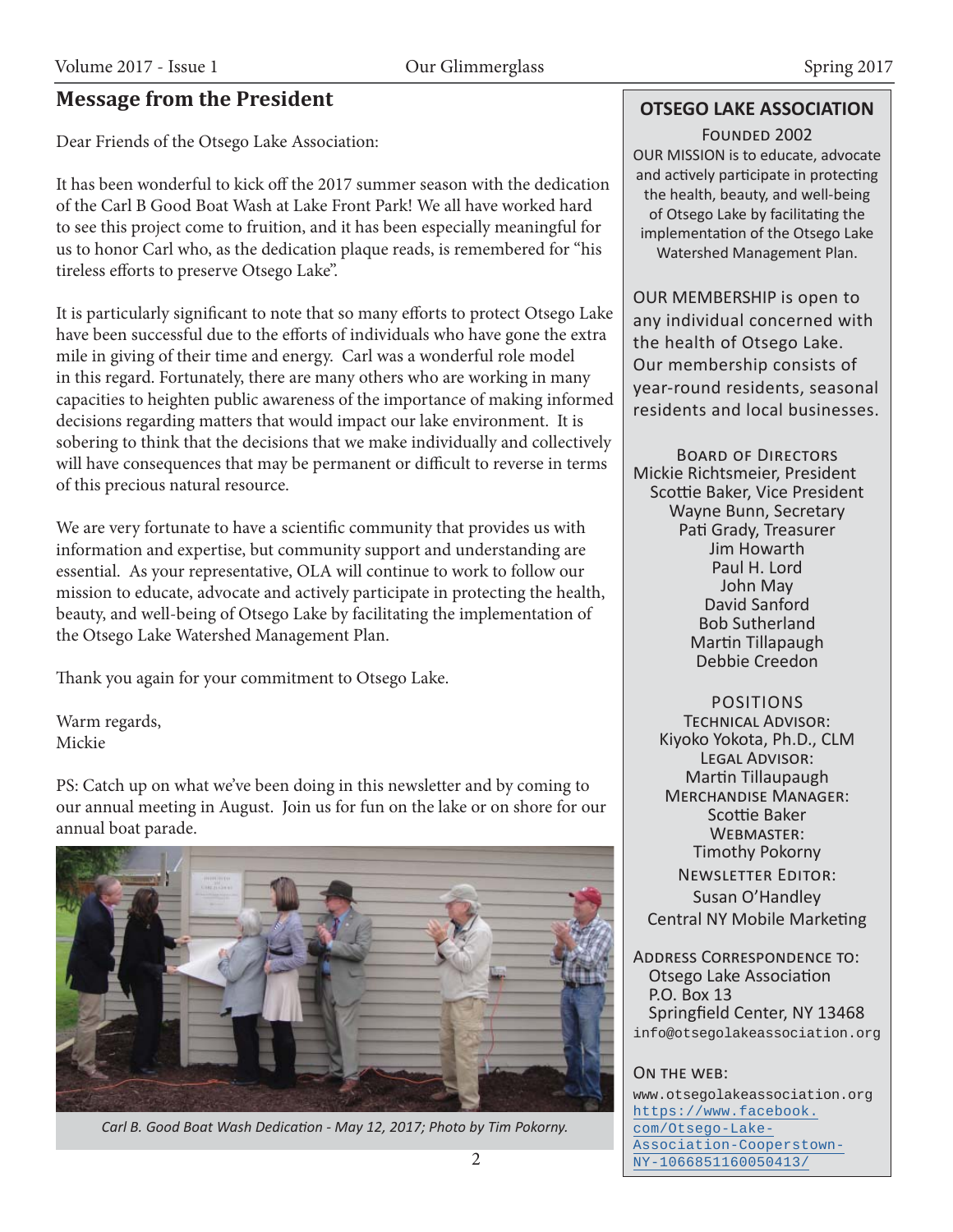## Message from the President

Dear Friends of the Otsego Lake Association:

It has been wonderful to kick off the 2017 summer season with the dedication of the Carl B Good Boat Wash at Lake Front Park! We all have worked hard to see this project come to fruition, and it has been especially meaningful for us to honor Carl who, as the dedication plaque reads, is remembered for "his tireless efforts to preserve Otsego Lake".

It is particularly significant to note that so many efforts to protect Otsego Lake have been successful due to the efforts of individuals who have gone the extra mile in giving of their time and energy. Carl was a wonderful role model in this regard. Fortunately, there are many others who are working in many capacities to heighten public awareness of the importance of making informed decisions regarding matters that would impact our lake environment. It is sobering to think that the decisions that we make individually and collectively will have consequences that may be permanent or difficult to reverse in terms of this precious natural resource.

We are very fortunate to have a scientific community that provides us with information and expertise, but community support and understanding are essential. As your representative, OLA will continue to work to follow our mission to educate, advocate and actively participate in protecting the health, beauty, and well-being of Otsego Lake by facilitating the implementation of the Otsego Lake Watershed Management Plan.

Thank you again for your commitment to Otsego Lake.

Warm regards,
Mickie

PS: Catch up on what we've been doing in this newsletter and by coming to our annual meeting in August. Join us for fun on the lake or on shore for our annual boat parade.

*Carl B. Good Boat Wash Dedication - May 12, 2017; Photo by Tim Pokorny.*

### OTSEGO LAKE ASSOCIATION

FOUNDED 2002

OUR MISSION is to educate, advocate and actively participate in protecting the health, beauty, and well-being of Otsego Lake by facilitating the implementation of the Otsego Lake Watershed Management Plan.

OUR MEMBERSHIP is open to any individual concerned with the health of Otsego Lake. Our membership consists of year-round residents, seasonal residents and local businesses.

BOARD OF DIRECTORS

Mickie Richtsmeier, President
Scottie Baker, Vice President
Wayne Bunn, Secretary
Pati Grady, Treasurer
Jim Howarth
Paul H. Lord
John May
David Sanford
Bob Sutherland
Martin Tillapaugh
Debbie Creedon

POSITIONS

TECHNICAL ADVISOR:
Kiyoko Yokota, Ph.D., CLM

LEGAL ADVISOR:
Martin Tillaupaugh

MERCHANDISE MANAGER:
Scottie Baker

WEBMASTER:
Timothy Pokorny

NEWSLETTER EDITOR:
Susan O'Handley
Central NY Mobile Marketing

ADDRESS CORRESPONDENCE TO:
Otsego Lake Association
P.O. Box 13
Springfield Center, NY 13468
info@otsegolakeassociation.org

ON THE WEB:
www.otsegolakeassociation.org
https://www.facebook.com/Otsego-Lake-Association-Cooperstown-NY-1066851160050413/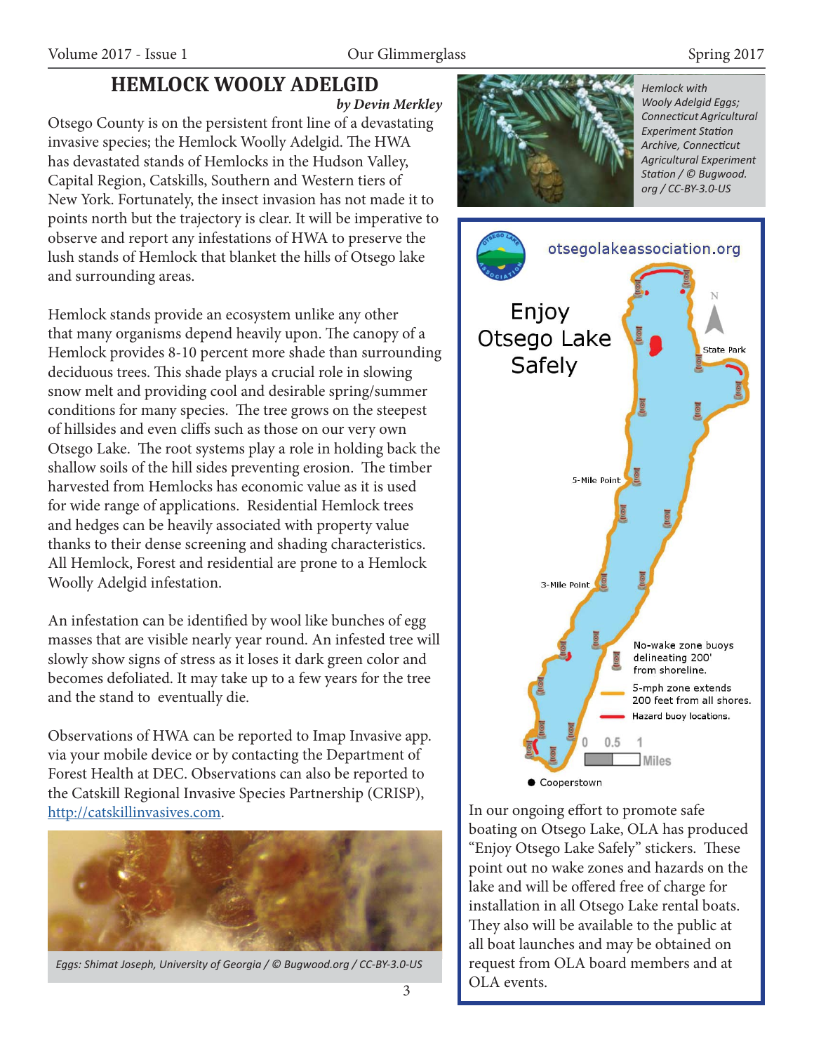## HEMLOCK WOOLY ADELGID

***by Devin Merkley***

Otsego County is on the persistent front line of a devastating invasive species; the Hemlock Woolly Adelgid. The HWA has devastated stands of Hemlocks in the Hudson Valley, Capital Region, Catskills, Southern and Western tiers of New York. Fortunately, the insect invasion has not made it to points north but the trajectory is clear. It will be imperative to observe and report any infestations of HWA to preserve the lush stands of Hemlock that blanket the hills of Otsego lake and surrounding areas.

Hemlock stands provide an ecosystem unlike any other that many organisms depend heavily upon. The canopy of a Hemlock provides 8-10 percent more shade than surrounding deciduous trees. This shade plays a crucial role in slowing snow melt and providing cool and desirable spring/summer conditions for many species. The tree grows on the steepest of hillsides and even cliffs such as those on our very own Otsego Lake. The root systems play a role in holding back the shallow soils of the hill sides preventing erosion. The timber harvested from Hemlocks has economic value as it is used for wide range of applications. Residential Hemlock trees and hedges can be heavily associated with property value thanks to their dense screening and shading characteristics. All Hemlock, Forest and residential are prone to a Hemlock Woolly Adelgid infestation.

An infestation can be identified by wool like bunches of egg masses that are visible nearly year round. An infested tree will slowly show signs of stress as it loses it dark green color and becomes defoliated. It may take up to a few years for the tree and the stand to eventually die.

Observations of HWA can be reported to Imap Invasive app. via your mobile device or by contacting the Department of Forest Health at DEC. Observations can also be reported to the Catskill Regional Invasive Species Partnership (CRISP), http://catskillinvasives.com.

*Eggs: Shimat Joseph, University of Georgia / © Bugwood.org / CC-BY-3.0-US*

*Hemlock with Wooly Adelgid Eggs; Connecticut Agricultural Experiment Station Archive, Connecticut Agricultural Experiment Station / © Bugwood.org / CC-BY-3.0-US*

otsegolakeassociation.org

Enjoy Otsego Lake Safely

State Park

5-Mile Point

3-Mile Point

No-wake zone buoys delineating 200' from shoreline.

5-mph zone extends 200 feet from all shores.

Hazard buoy locations.

0 0.5 1 Miles

Cooperstown

In our ongoing effort to promote safe boating on Otsego Lake, OLA has produced "Enjoy Otsego Lake Safely" stickers. These point out no wake zones and hazards on the lake and will be offered free of charge for installation in all Otsego Lake rental boats. They also will be available to the public at all boat launches and may be obtained on request from OLA board members and at OLA events.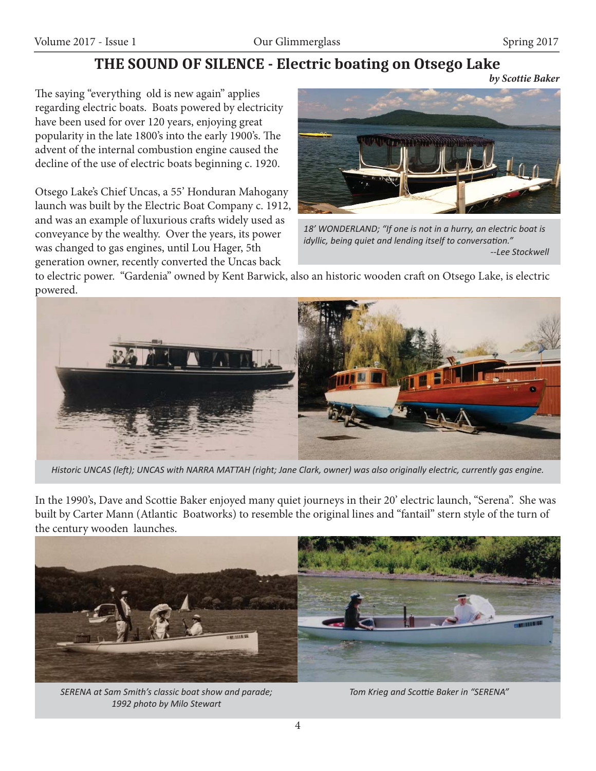# THE SOUND OF SILENCE - Electric boating on Otsego Lake

***by Scottie Baker***

The saying "everything old is new again" applies regarding electric boats. Boats powered by electricity have been used for over 120 years, enjoying great popularity in the late 1800's into the early 1900's. The advent of the internal combustion engine caused the decline of the use of electric boats beginning c. 1920.

Otsego Lake's Chief Uncas, a 55' Honduran Mahogany launch was built by the Electric Boat Company c. 1912, and was an example of luxurious crafts widely used as conveyance by the wealthy. Over the years, its power was changed to gas engines, until Lou Hager, 5th generation owner, recently converted the Uncas back to electric power. "Gardenia" owned by Kent Barwick, also an historic wooden craft on Otsego Lake, is electric powered.

*18' WONDERLAND; "If one is not in a hurry, an electric boat is idyllic, being quiet and lending itself to conversation."*
*--Lee Stockwell*

*Historic UNCAS (left); UNCAS with NARRA MATTAH (right; Jane Clark, owner) was also originally electric, currently gas engine.*

In the 1990's, Dave and Scottie Baker enjoyed many quiet journeys in their 20' electric launch, "Serena". She was built by Carter Mann (Atlantic Boatworks) to resemble the original lines and "fantail" stern style of the turn of the century wooden launches.

*SERENA at Sam Smith's classic boat show and parade; 1992 photo by Milo Stewart*

*Tom Krieg and Scottie Baker in "SERENA"*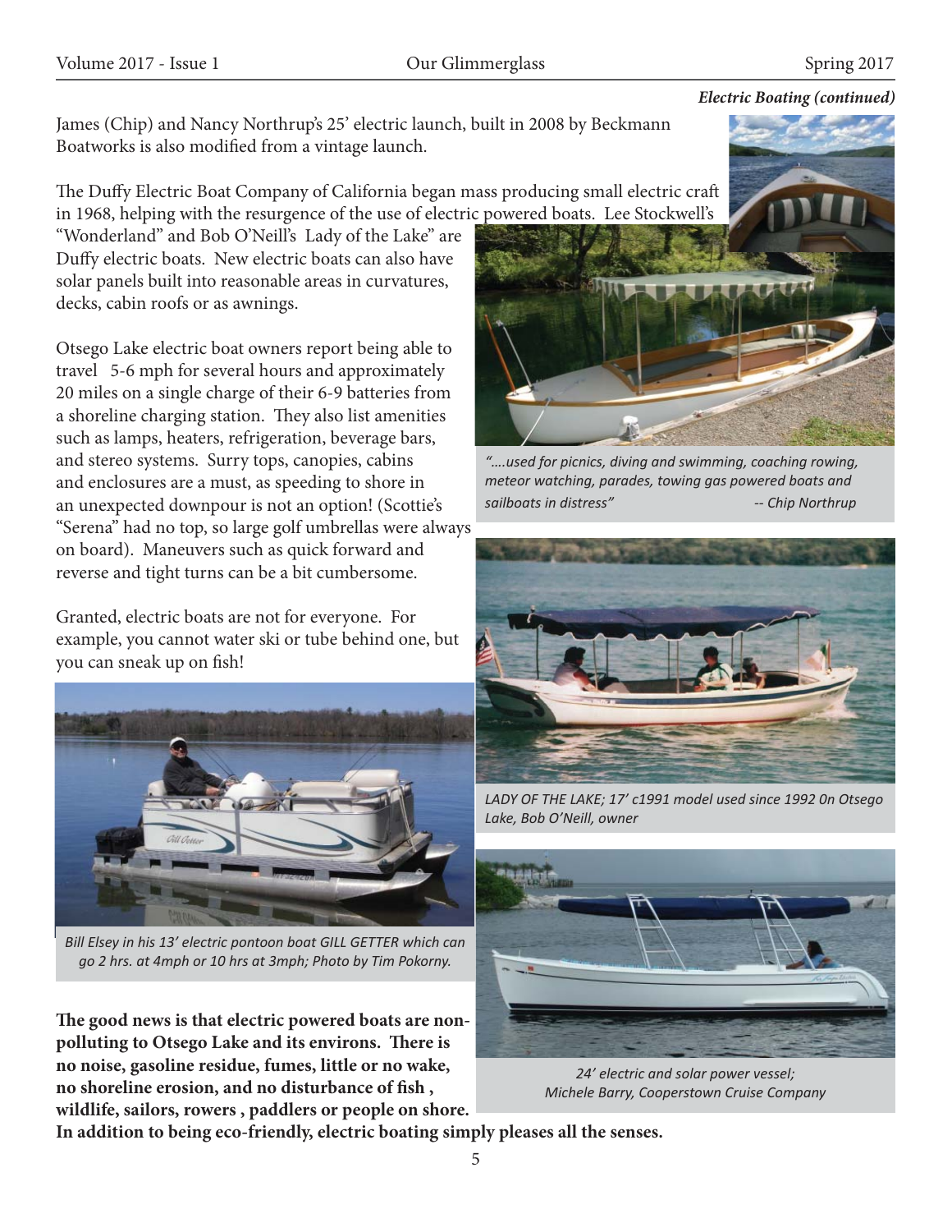*Electric Boating (continued)*

James (Chip) and Nancy Northrup's 25' electric launch, built in 2008 by Beckmann Boatworks is also modified from a vintage launch.

The Duffy Electric Boat Company of California began mass producing small electric craft in 1968, helping with the resurgence of the use of electric powered boats. Lee Stockwell's "Wonderland" and Bob O'Neill's Lady of the Lake" are Duffy electric boats. New electric boats can also have solar panels built into reasonable areas in curvatures, decks, cabin roofs or as awnings.

Otsego Lake electric boat owners report being able to travel 5-6 mph for several hours and approximately 20 miles on a single charge of their 6-9 batteries from a shoreline charging station. They also list amenities such as lamps, heaters, refrigeration, beverage bars, and stereo systems. Surry tops, canopies, cabins and enclosures are a must, as speeding to shore in an unexpected downpour is not an option! (Scottie's "Serena" had no top, so large golf umbrellas were always on board). Maneuvers such as quick forward and reverse and tight turns can be a bit cumbersome.

Granted, electric boats are not for everyone. For example, you cannot water ski or tube behind one, but you can sneak up on fish!

*"….used for picnics, diving and swimming, coaching rowing, meteor watching, parades, towing gas powered boats and sailboats in distress" -- Chip Northrup*

*LADY OF THE LAKE; 17' c1991 model used since 1992 0n Otsego Lake, Bob O'Neill, owner*

*Bill Elsey in his 13' electric pontoon boat GILL GETTER which can go 2 hrs. at 4mph or 10 hrs at 3mph; Photo by Tim Pokorny.*

*24' electric and solar power vessel; Michele Barry, Cooperstown Cruise Company*

**The good news is that electric powered boats are non-polluting to Otsego Lake and its environs. There is no noise, gasoline residue, fumes, little or no wake, no shoreline erosion, and no disturbance of fish , wildlife, sailors, rowers , paddlers or people on shore. In addition to being eco-friendly, electric boating simply pleases all the senses.**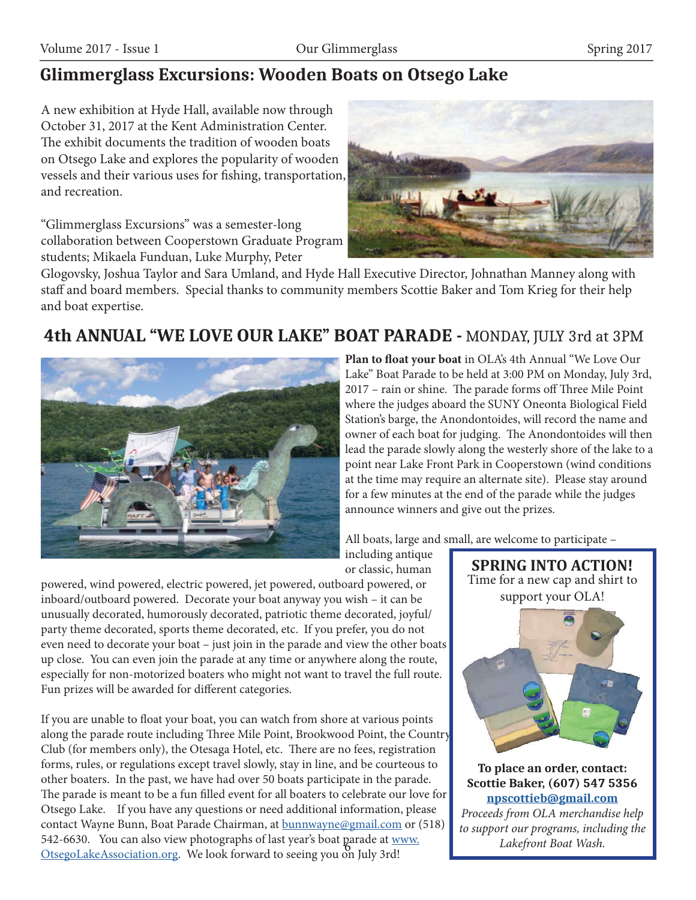## Glimmerglass Excursions: Wooden Boats on Otsego Lake

A new exhibition at Hyde Hall, available now through October 31, 2017 at the Kent Administration Center. The exhibit documents the tradition of wooden boats on Otsego Lake and explores the popularity of wooden vessels and their various uses for fishing, transportation, and recreation.

"Glimmerglass Excursions" was a semester-long collaboration between Cooperstown Graduate Program students; Mikaela Funduan, Luke Murphy, Peter Glogovsky, Joshua Taylor and Sara Umland, and Hyde Hall Executive Director, Johnathan Manney along with staff and board members. Special thanks to community members Scottie Baker and Tom Krieg for their help and boat expertise.

## 4th ANNUAL "WE LOVE OUR LAKE" BOAT PARADE - MONDAY, JULY 3rd at 3PM

**Plan to float your boat** in OLA's 4th Annual "We Love Our Lake" Boat Parade to be held at 3:00 PM on Monday, July 3rd, 2017 – rain or shine. The parade forms off Three Mile Point where the judges aboard the SUNY Oneonta Biological Field Station's barge, the Anondontoides, will record the name and owner of each boat for judging. The Anondontoides will then lead the parade slowly along the westerly shore of the lake to a point near Lake Front Park in Cooperstown (wind conditions at the time may require an alternate site). Please stay around for a few minutes at the end of the parade while the judges announce winners and give out the prizes.

All boats, large and small, are welcome to participate – including antique or classic, human powered, wind powered, electric powered, jet powered, outboard powered, or inboard/outboard powered. Decorate your boat anyway you wish – it can be unusually decorated, humorously decorated, patriotic theme decorated, joyful/ party theme decorated, sports theme decorated, etc. If you prefer, you do not even need to decorate your boat – just join in the parade and view the other boats up close. You can even join the parade at any time or anywhere along the route, especially for non-motorized boaters who might not want to travel the full route. Fun prizes will be awarded for different categories.

If you are unable to float your boat, you can watch from shore at various points along the parade route including Three Mile Point, Brookwood Point, the Country Club (for members only), the Otesaga Hotel, etc. There are no fees, registration forms, rules, or regulations except travel slowly, stay in line, and be courteous to other boaters. In the past, we have had over 50 boats participate in the parade. The parade is meant to be a fun filled event for all boaters to celebrate our love for Otsego Lake. If you have any questions or need additional information, please contact Wayne Bunn, Boat Parade Chairman, at bunnwayne@gmail.com or (518) 542-6630. You can also view photographs of last year's boat parade at www.OtsegoLakeAssociation.org. We look forward to seeing you on July 3rd!

### SPRING INTO ACTION!

Time for a new cap and shirt to support your OLA!

**To place an order, contact: Scottie Baker, (607) 547 5356 npscottieb@gmail.com**

*Proceeds from OLA merchandise help to support our programs, including the Lakefront Boat Wash.*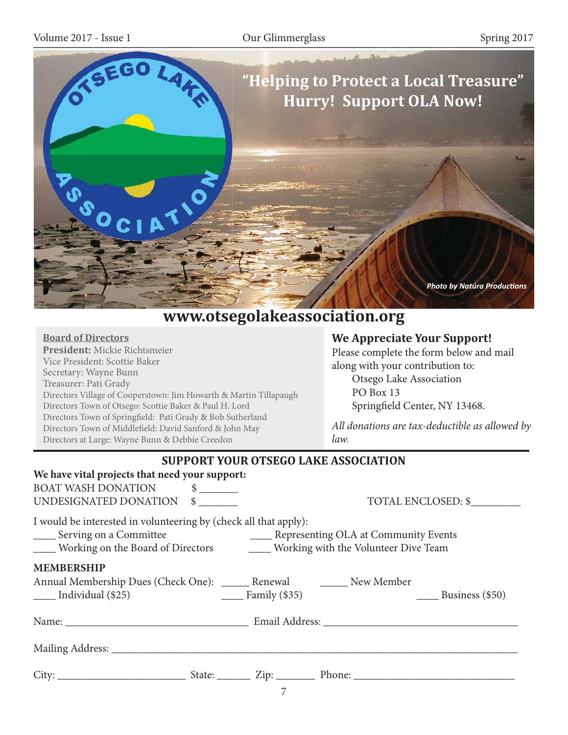# "Helping to Protect a Local Treasure" Hurry! Support OLA Now!

*Photo by Natúra Productions*

**www.otsegolakeassociation.org**

**Board of Directors**

**President:** Mickie Richtsmeier
Vice President: Scottie Baker
Secretary: Wayne Bunn
Treasurer: Pati Grady
Directors Village of Cooperstown: Jim Howarth & Martin Tillapaugh
Directors Town of Otsego: Scottie Baker & Paul H. Lord
Directors Town of Springfield: Pati Grady & Bob Sutherland
Directors Town of Middlefield: David Sanford & John May
Directors at Large: Wayne Bunn & Debbie Creedon

## We Appreciate Your Support!

Please complete the form below and mail along with your contribution to:

Otsego Lake Association
PO Box 13
Springfield Center, NY 13468.

*All donations are tax-deductible as allowed by law.*

## SUPPORT YOUR OTSEGO LAKE ASSOCIATION

**We have vital projects that need your support:**

BOAT WASH DONATION $ _______
UNDESIGNATED DONATION $ _______

TOTAL ENCLOSED: $_________

I would be interested in volunteering by (check all that apply):

____ Serving on a Committee
____ Working on the Board of Directors
____ Representing OLA at Community Events
____ Working with the Volunteer Dive Team

**MEMBERSHIP**

Annual Membership Dues (Check One): _____ Renewal _____ New Member

____ Individual ($25) ____ Family ($35) ____ Business ($50)

Name: _________________________________ Email Address: ___________________________________

Mailing Address: ____________________________________________________________________________

City: _______________________ State: ______ Zip: _______ Phone: _____________________________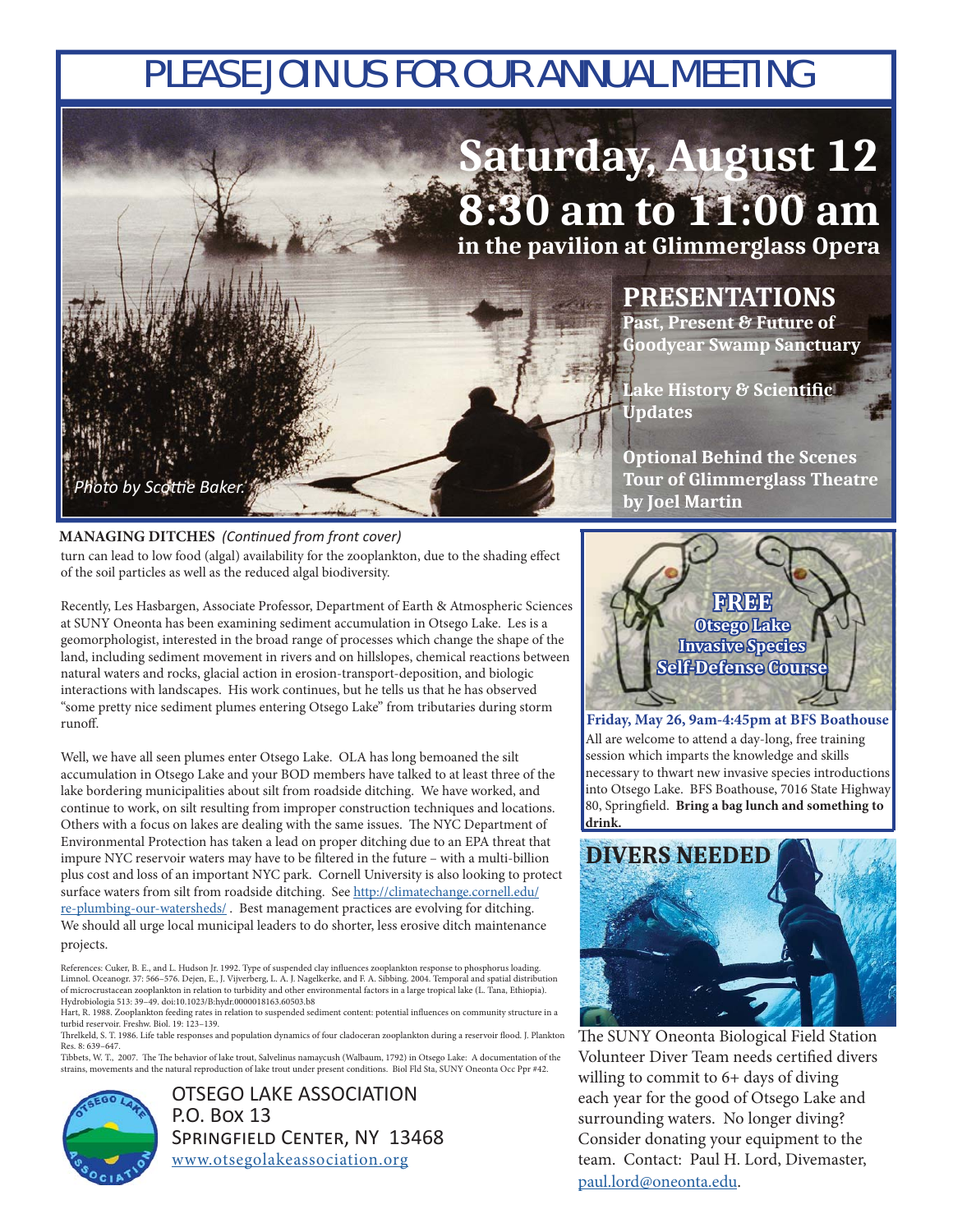# PLEASE JOIN US FOR OUR ANNUAL MEETING

## Saturday, August 12
## 8:30 am to 11:00 am
**in the pavilion at Glimmerglass Opera**

### PRESENTATIONS

**Past, Present & Future of Goodyear Swamp Sanctuary**

**Lake History & Scientific Updates**

**Optional Behind the Scenes Tour of Glimmerglass Theatre by Joel Martin**

*Photo by Scottie Baker.*

**MANAGING DITCHES** *(Continued from front cover)*

turn can lead to low food (algal) availability for the zooplankton, due to the shading effect of the soil particles as well as the reduced algal biodiversity.

Recently, Les Hasbargen, Associate Professor, Department of Earth & Atmospheric Sciences at SUNY Oneonta has been examining sediment accumulation in Otsego Lake. Les is a geomorphologist, interested in the broad range of processes which change the shape of the land, including sediment movement in rivers and on hillslopes, chemical reactions between natural waters and rocks, glacial action in erosion-transport-deposition, and biologic interactions with landscapes. His work continues, but he tells us that he has observed "some pretty nice sediment plumes entering Otsego Lake" from tributaries during storm runoff.

Well, we have all seen plumes enter Otsego Lake. OLA has long bemoaned the silt accumulation in Otsego Lake and your BOD members have talked to at least three of the lake bordering municipalities about silt from roadside ditching. We have worked, and continue to work, on silt resulting from improper construction techniques and locations. Others with a focus on lakes are dealing with the same issues. The NYC Department of Environmental Protection has taken a lead on proper ditching due to an EPA threat that impure NYC reservoir waters may have to be filtered in the future – with a multi-billion plus cost and loss of an important NYC park. Cornell University is also looking to protect surface waters from silt from roadside ditching. See http://climatechange.cornell.edu/re-plumbing-our-watersheds/ . Best management practices are evolving for ditching. We should all urge local municipal leaders to do shorter, less erosive ditch maintenance projects.

References: Cuker, B. E., and L. Hudson Jr. 1992. Type of suspended clay influences zooplankton response to phosphorus loading. Limnol. Oceanogr. 37: 566–576. Dejen, E., J. Vijverberg, L. A. J. Nagelkerke, and F. A. Sibbing. 2004. Temporal and spatial distribution of microcrustacean zooplankton in relation to turbidity and other environmental factors in a large tropical lake (L. Tana, Ethiopia). Hydrobiologia 513: 39–49. doi:10.1023/B:hydr.0000018163.60503.b8
Hart, R. 1988. Zooplankton feeding rates in relation to suspended sediment content: potential influences on community structure in a turbid reservoir. Freshw. Biol. 19: 123–139.
Threlkeld, S. T. 1986. Life table responses and population dynamics of four cladoceran zooplankton during a reservoir flood. J. Plankton Res. 8: 639–647.
Tibbets, W. T., 2007. The The behavior of lake trout, Salvelinus namaycush (Walbaum, 1792) in Otsego Lake: A documentation of the strains, movements and the natural reproduction of lake trout under present conditions. Biol Fld Sta, SUNY Oneonta Occ Ppr #42.

OTSEGO LAKE ASSOCIATION
P.O. Box 13
Springfield Center, NY 13468
www.otsegolakeassociation.org

**FREE**
**Otsego Lake Invasive Species Self-Defense Course**

**Friday, May 26, 9am-4:45pm at BFS Boathouse**

All are welcome to attend a day-long, free training session which imparts the knowledge and skills necessary to thwart new invasive species introductions into Otsego Lake. BFS Boathouse, 7016 State Highway 80, Springfield. **Bring a bag lunch and something to drink.**

## DIVERS NEEDED

The SUNY Oneonta Biological Field Station Volunteer Diver Team needs certified divers willing to commit to 6+ days of diving each year for the good of Otsego Lake and surrounding waters. No longer diving? Consider donating your equipment to the team. Contact: Paul H. Lord, Divemaster, paul.lord@oneonta.edu.